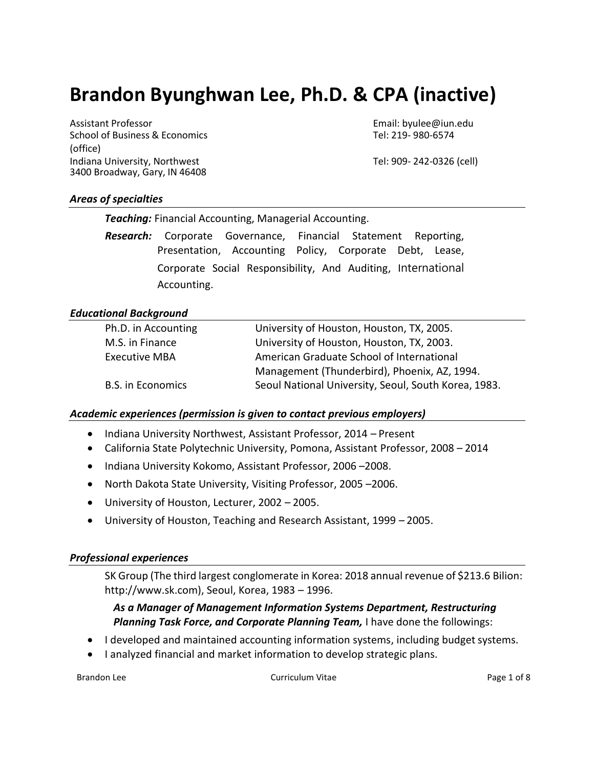# Brandon Byunghwan Lee, Ph.D. & CPA (inactive)

Assistant Professor
School of Business & Economics
Indiana University, Northwest
3400 Broadway, Gary, IN 46408

Email: byulee@iun.edu
Tel: 219- 980-6574 (office)
Tel: 909- 242-0326 (cell)

### *Areas of specialties*

***Teaching:*** Financial Accounting, Managerial Accounting.

***Research:*** Corporate Governance, Financial Statement Reporting, Presentation, Accounting Policy, Corporate Debt, Lease, Corporate Social Responsibility, And Auditing, International Accounting.

### *Educational Background*

| | |
|---|---|
| Ph.D. in Accounting | University of Houston, Houston, TX, 2005. |
| M.S. in Finance | University of Houston, Houston, TX, 2003. |
| Executive MBA | American Graduate School of International Management (Thunderbird), Phoenix, AZ, 1994. |
| B.S. in Economics | Seoul National University, Seoul, South Korea, 1983. |

### *Academic experiences (permission is given to contact previous employers)*

- Indiana University Northwest, Assistant Professor, 2014 – Present
- California State Polytechnic University, Pomona, Assistant Professor, 2008 – 2014
- Indiana University Kokomo, Assistant Professor, 2006 –2008.
- North Dakota State University, Visiting Professor, 2005 –2006.
- University of Houston, Lecturer, 2002 – 2005.
- University of Houston, Teaching and Research Assistant, 1999 – 2005.

### *Professional experiences*

SK Group (The third largest conglomerate in Korea: 2018 annual revenue of $213.6 Bilion: http://www.sk.com), Seoul, Korea, 1983 – 1996.

***As a Manager of Management Information Systems Department, Restructuring Planning Task Force, and Corporate Planning Team,*** I have done the followings:

- I developed and maintained accounting information systems, including budget systems.
- I analyzed financial and market information to develop strategic plans.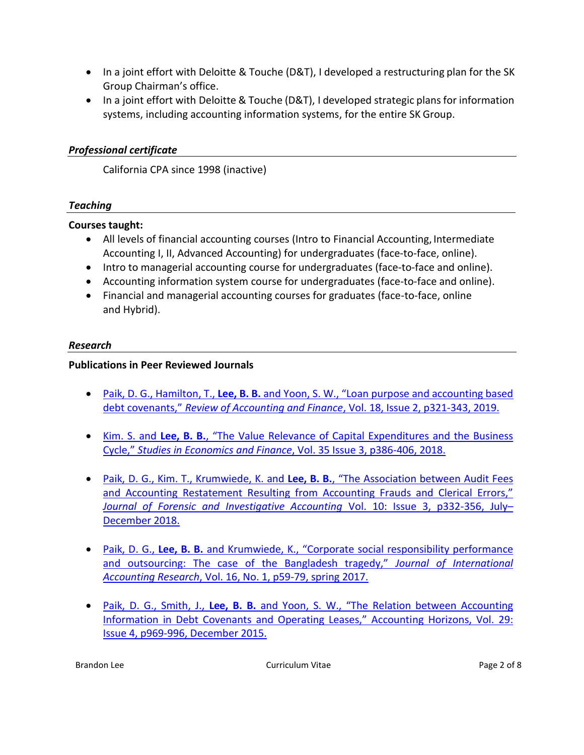- In a joint effort with Deloitte & Touche (D&T), I developed a restructuring plan for the SK Group Chairman's office.
- In a joint effort with Deloitte & Touche (D&T), I developed strategic plans for information systems, including accounting information systems, for the entire SK Group.

### *Professional certificate*

California CPA since 1998 (inactive)

### *Teaching*

**Courses taught:**

- All levels of financial accounting courses (Intro to Financial Accounting, Intermediate Accounting I, II, Advanced Accounting) for undergraduates (face-to-face, online).
- Intro to managerial accounting course for undergraduates (face-to-face and online).
- Accounting information system course for undergraduates (face-to-face and online).
- Financial and managerial accounting courses for graduates (face-to-face, online and Hybrid).

### *Research*

**Publications in Peer Reviewed Journals**

- Paik, D. G., Hamilton, T., **Lee, B. B.** and Yoon, S. W., "Loan purpose and accounting based debt covenants," *Review of Accounting and Finance*, Vol. 18, Issue 2, p321-343, 2019.

- Kim. S. and **Lee, B. B.**, "The Value Relevance of Capital Expenditures and the Business Cycle," *Studies in Economics and Finance*, Vol. 35 Issue 3, p386-406, 2018.

- Paik, D. G., Kim. T., Krumwiede, K. and **Lee, B. B.**, "The Association between Audit Fees and Accounting Restatement Resulting from Accounting Frauds and Clerical Errors," *Journal of Forensic and Investigative Accounting* Vol. 10: Issue 3, p332-356, July–December 2018.

- Paik, D. G., **Lee, B. B.** and Krumwiede, K., "Corporate social responsibility performance and outsourcing: The case of the Bangladesh tragedy," *Journal of International Accounting Research*, Vol. 16, No. 1, p59-79, spring 2017.

- Paik, D. G., Smith, J., **Lee, B. B.** and Yoon, S. W., "The Relation between Accounting Information in Debt Covenants and Operating Leases," Accounting Horizons, Vol. 29: Issue 4, p969-996, December 2015.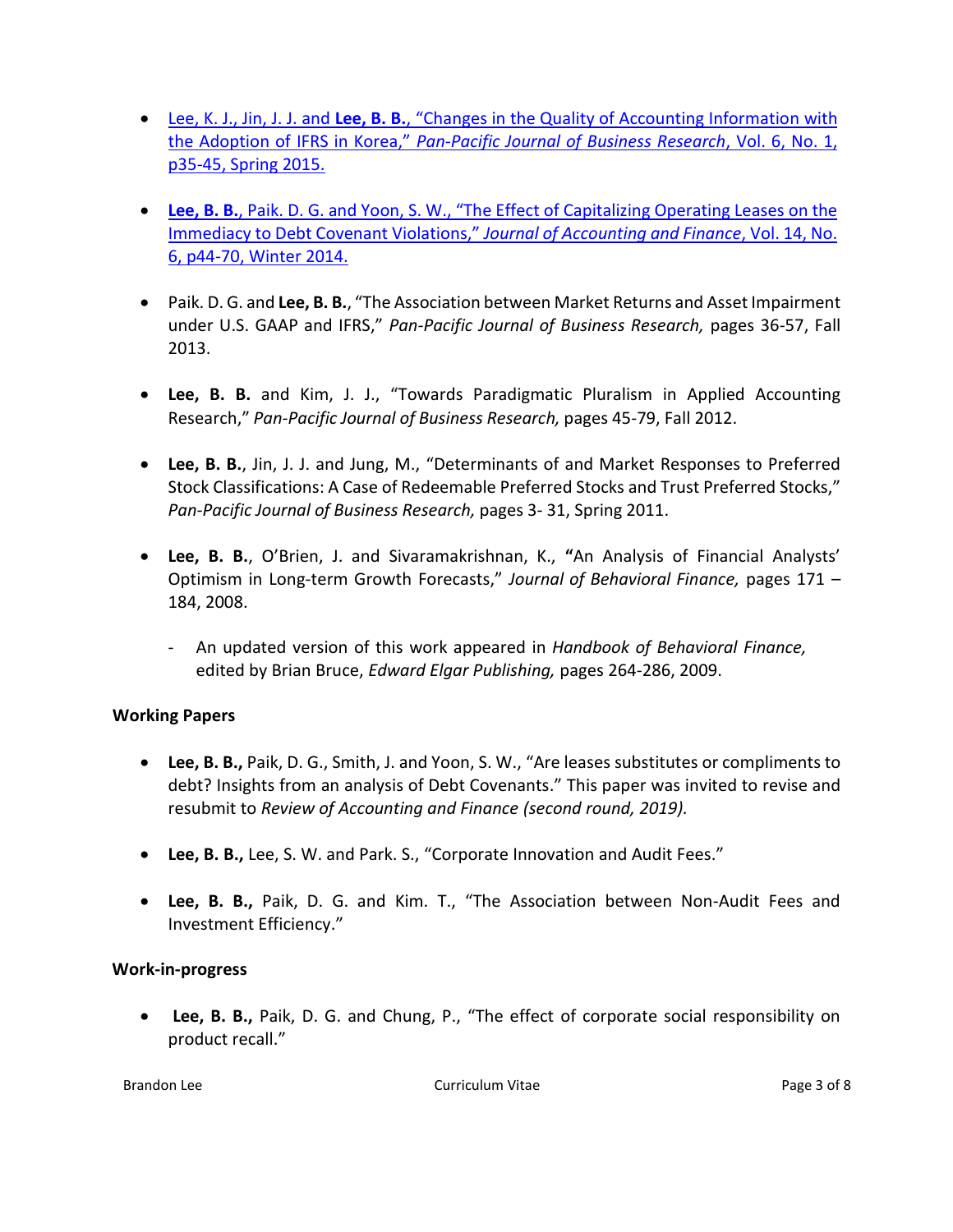- Lee, K. J., Jin, J. J. and **Lee, B. B.**, "Changes in the Quality of Accounting Information with the Adoption of IFRS in Korea," *Pan-Pacific Journal of Business Research*, Vol. 6, No. 1, p35-45, Spring 2015.

- **Lee, B. B.**, Paik. D. G. and Yoon, S. W., "The Effect of Capitalizing Operating Leases on the Immediacy to Debt Covenant Violations," *Journal of Accounting and Finance*, Vol. 14, No. 6, p44-70, Winter 2014.

- Paik. D. G. and **Lee, B. B.**, "The Association between Market Returns and Asset Impairment under U.S. GAAP and IFRS," *Pan-Pacific Journal of Business Research,* pages 36-57, Fall 2013.

- **Lee, B. B.** and Kim, J. J., "Towards Paradigmatic Pluralism in Applied Accounting Research," *Pan-Pacific Journal of Business Research,* pages 45-79, Fall 2012.

- **Lee, B. B.**, Jin, J. J. and Jung, M., "Determinants of and Market Responses to Preferred Stock Classifications: A Case of Redeemable Preferred Stocks and Trust Preferred Stocks," *Pan-Pacific Journal of Business Research,* pages 3- 31, Spring 2011.

- **Lee, B. B.**, O'Brien, J. and Sivaramakrishnan, K., **"**An Analysis of Financial Analysts' Optimism in Long-term Growth Forecasts," *Journal of Behavioral Finance,* pages 171 – 184, 2008.
  - An updated version of this work appeared in *Handbook of Behavioral Finance,* edited by Brian Bruce, *Edward Elgar Publishing,* pages 264-286, 2009.

**Working Papers**

- **Lee, B. B.,** Paik, D. G., Smith, J. and Yoon, S. W., "Are leases substitutes or compliments to debt? Insights from an analysis of Debt Covenants." This paper was invited to revise and resubmit to *Review of Accounting and Finance (second round, 2019).*

- **Lee, B. B.,** Lee, S. W. and Park. S., "Corporate Innovation and Audit Fees."

- **Lee, B. B.,** Paik, D. G. and Kim. T., "The Association between Non-Audit Fees and Investment Efficiency."

**Work-in-progress**

- **Lee, B. B.,** Paik, D. G. and Chung, P., "The effect of corporate social responsibility on product recall."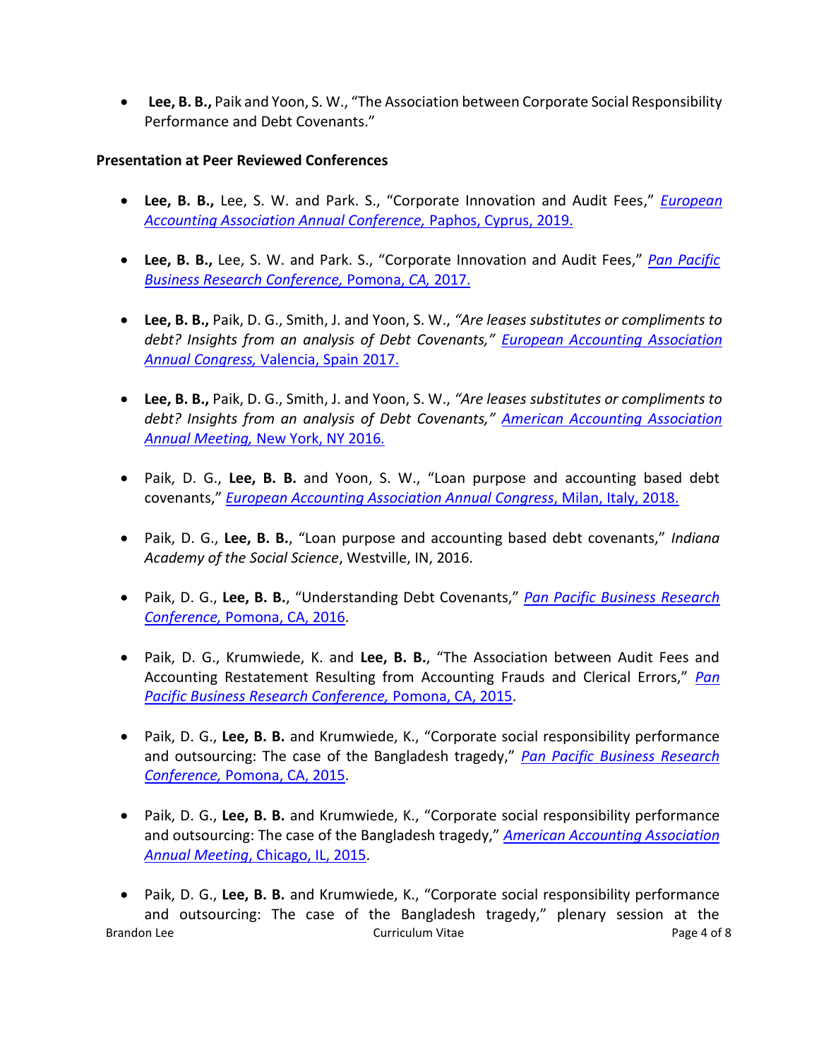- **Lee, B. B.,** Paik and Yoon, S. W., "The Association between Corporate Social Responsibility Performance and Debt Covenants."

**Presentation at Peer Reviewed Conferences**

- **Lee, B. B.,** Lee, S. W. and Park. S., "Corporate Innovation and Audit Fees," *European Accounting Association Annual Conference,* Paphos, Cyprus, 2019.

- **Lee, B. B.,** Lee, S. W. and Park. S., "Corporate Innovation and Audit Fees," *Pan Pacific Business Research Conference,* Pomona, *CA,* 2017.

- **Lee, B. B.,** Paik, D. G., Smith, J. and Yoon, S. W., *"Are leases substitutes or compliments to debt? Insights from an analysis of Debt Covenants,"* *European Accounting Association Annual Congress,* Valencia, Spain 2017.

- **Lee, B. B.,** Paik, D. G., Smith, J. and Yoon, S. W., *"Are leases substitutes or compliments to debt? Insights from an analysis of Debt Covenants,"* *American Accounting Association Annual Meeting,* New York, NY 2016.

- Paik, D. G., **Lee, B. B.** and Yoon, S. W., "Loan purpose and accounting based debt covenants," *European Accounting Association Annual Congress*, Milan, Italy, 2018.

- Paik, D. G., **Lee, B. B.**, "Loan purpose and accounting based debt covenants," *Indiana Academy of the Social Science*, Westville, IN, 2016.

- Paik, D. G., **Lee, B. B.**, "Understanding Debt Covenants," *Pan Pacific Business Research Conference,* Pomona, CA, 2016.

- Paik, D. G., Krumwiede, K. and **Lee, B. B.**, "The Association between Audit Fees and Accounting Restatement Resulting from Accounting Frauds and Clerical Errors," *Pan Pacific Business Research Conference,* Pomona, CA, 2015.

- Paik, D. G., **Lee, B. B.** and Krumwiede, K., "Corporate social responsibility performance and outsourcing: The case of the Bangladesh tragedy," *Pan Pacific Business Research Conference,* Pomona, CA, 2015.

- Paik, D. G., **Lee, B. B.** and Krumwiede, K., "Corporate social responsibility performance and outsourcing: The case of the Bangladesh tragedy," *American Accounting Association Annual Meeting*, Chicago, IL, 2015.

- Paik, D. G., **Lee, B. B.** and Krumwiede, K., "Corporate social responsibility performance and outsourcing: The case of the Bangladesh tragedy," plenary session at the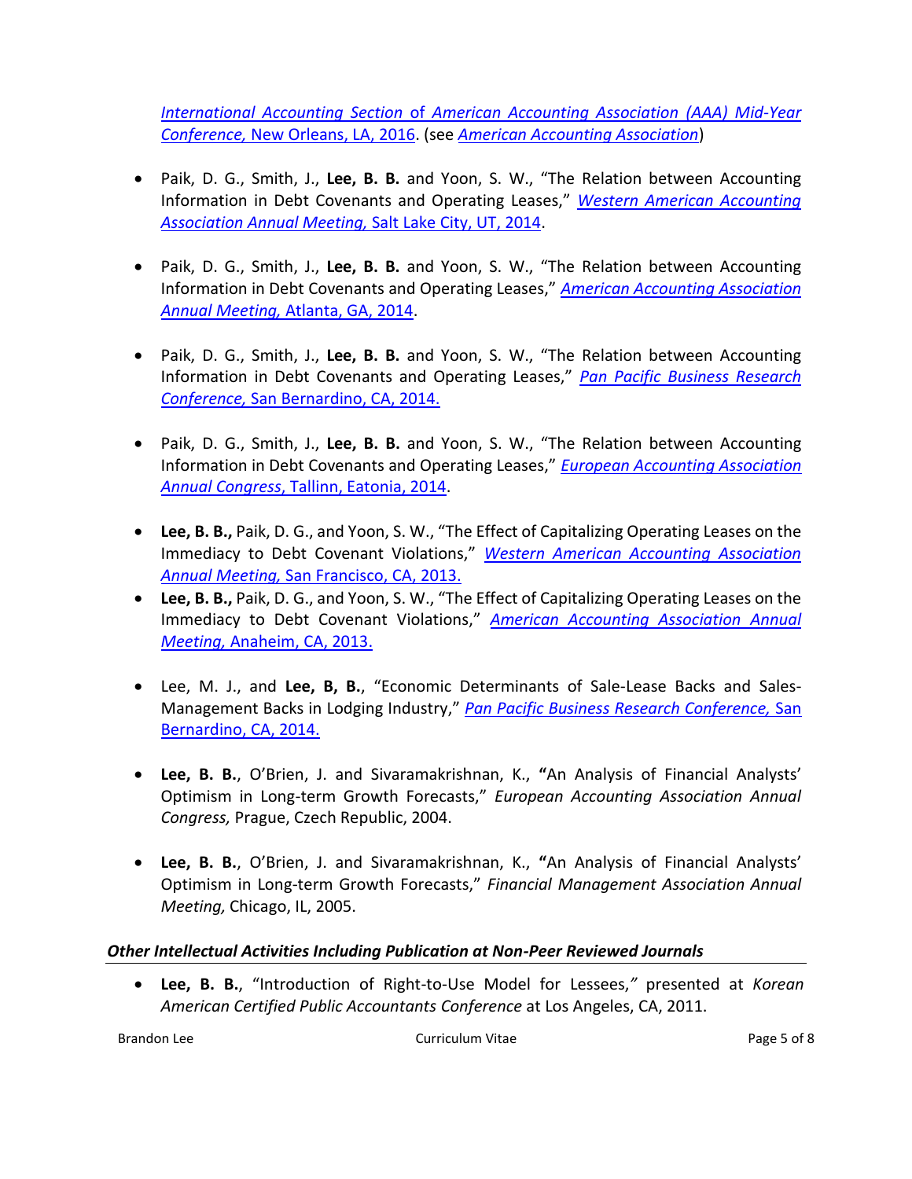*International Accounting Section of American Accounting Association (AAA) Mid-Year Conference,* New Orleans, LA, 2016. (see *American Accounting Association*)

- Paik, D. G., Smith, J., **Lee, B. B.** and Yoon, S. W., "The Relation between Accounting Information in Debt Covenants and Operating Leases," *Western American Accounting Association Annual Meeting,* Salt Lake City, UT, 2014.

- Paik, D. G., Smith, J., **Lee, B. B.** and Yoon, S. W., "The Relation between Accounting Information in Debt Covenants and Operating Leases," *American Accounting Association Annual Meeting,* Atlanta, GA, 2014.

- Paik, D. G., Smith, J., **Lee, B. B.** and Yoon, S. W., "The Relation between Accounting Information in Debt Covenants and Operating Leases," *Pan Pacific Business Research Conference,* San Bernardino, CA, 2014.

- Paik, D. G., Smith, J., **Lee, B. B.** and Yoon, S. W., "The Relation between Accounting Information in Debt Covenants and Operating Leases," *European Accounting Association Annual Congress*, Tallinn, Eatonia, 2014.

- **Lee, B. B.,** Paik, D. G., and Yoon, S. W., "The Effect of Capitalizing Operating Leases on the Immediacy to Debt Covenant Violations," *Western American Accounting Association Annual Meeting,* San Francisco, CA, 2013.
- **Lee, B. B.,** Paik, D. G., and Yoon, S. W., "The Effect of Capitalizing Operating Leases on the Immediacy to Debt Covenant Violations," *American Accounting Association Annual Meeting,* Anaheim, CA, 2013.

- Lee, M. J., and **Lee, B, B.**, "Economic Determinants of Sale-Lease Backs and Sales-Management Backs in Lodging Industry," *Pan Pacific Business Research Conference,* San Bernardino, CA, 2014.

- **Lee, B. B.**, O'Brien, J. and Sivaramakrishnan, K., **"**An Analysis of Financial Analysts' Optimism in Long-term Growth Forecasts," *European Accounting Association Annual Congress,* Prague, Czech Republic, 2004.

- **Lee, B. B.**, O'Brien, J. and Sivaramakrishnan, K., **"**An Analysis of Financial Analysts' Optimism in Long-term Growth Forecasts," *Financial Management Association Annual Meeting,* Chicago, IL, 2005.

### *Other Intellectual Activities Including Publication at Non-Peer Reviewed Journals*

- **Lee, B. B.**, "Introduction of Right-to-Use Model for Lessees,*"* presented at *Korean American Certified Public Accountants Conference* at Los Angeles, CA, 2011.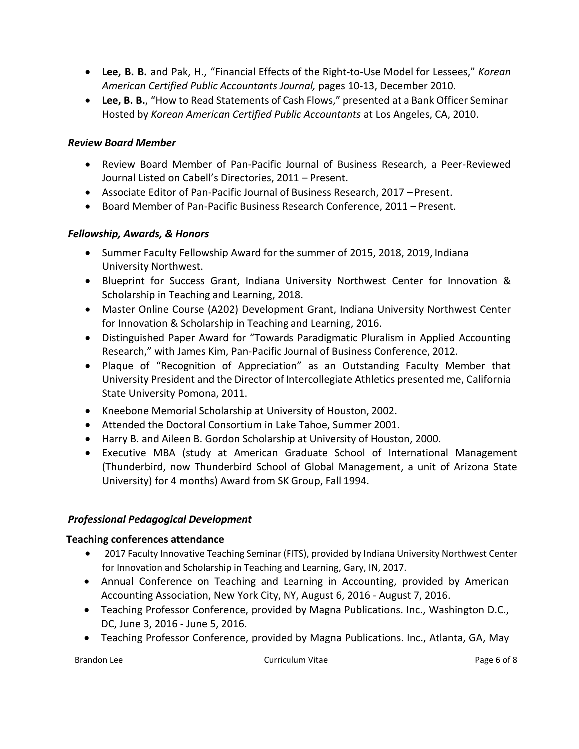- **Lee, B. B.** and Pak, H., "Financial Effects of the Right-to-Use Model for Lessees," *Korean American Certified Public Accountants Journal,* pages 10-13, December 2010.
- **Lee, B. B.**, "How to Read Statements of Cash Flows," presented at a Bank Officer Seminar Hosted by *Korean American Certified Public Accountants* at Los Angeles, CA, 2010.

### *Review Board Member*

- Review Board Member of Pan-Pacific Journal of Business Research, a Peer-Reviewed Journal Listed on Cabell's Directories, 2011 – Present.
- Associate Editor of Pan-Pacific Journal of Business Research, 2017 – Present.
- Board Member of Pan-Pacific Business Research Conference, 2011 – Present.

### *Fellowship, Awards, & Honors*

- Summer Faculty Fellowship Award for the summer of 2015, 2018, 2019, Indiana University Northwest.
- Blueprint for Success Grant, Indiana University Northwest Center for Innovation & Scholarship in Teaching and Learning, 2018.
- Master Online Course (A202) Development Grant, Indiana University Northwest Center for Innovation & Scholarship in Teaching and Learning, 2016.
- Distinguished Paper Award for "Towards Paradigmatic Pluralism in Applied Accounting Research," with James Kim, Pan-Pacific Journal of Business Conference, 2012.
- Plaque of "Recognition of Appreciation" as an Outstanding Faculty Member that University President and the Director of Intercollegiate Athletics presented me, California State University Pomona, 2011.
- Kneebone Memorial Scholarship at University of Houston, 2002.
- Attended the Doctoral Consortium in Lake Tahoe, Summer 2001.
- Harry B. and Aileen B. Gordon Scholarship at University of Houston, 2000.
- Executive MBA (study at American Graduate School of International Management (Thunderbird, now Thunderbird School of Global Management, a unit of Arizona State University) for 4 months) Award from SK Group, Fall 1994.

### *Professional Pedagogical Development*

**Teaching conferences attendance**

- 2017 Faculty Innovative Teaching Seminar (FITS), provided by Indiana University Northwest Center for Innovation and Scholarship in Teaching and Learning, Gary, IN, 2017.
- Annual Conference on Teaching and Learning in Accounting, provided by American Accounting Association, New York City, NY, August 6, 2016 - August 7, 2016.
- Teaching Professor Conference, provided by Magna Publications. Inc., Washington D.C., DC, June 3, 2016 - June 5, 2016.
- Teaching Professor Conference, provided by Magna Publications. Inc., Atlanta, GA, May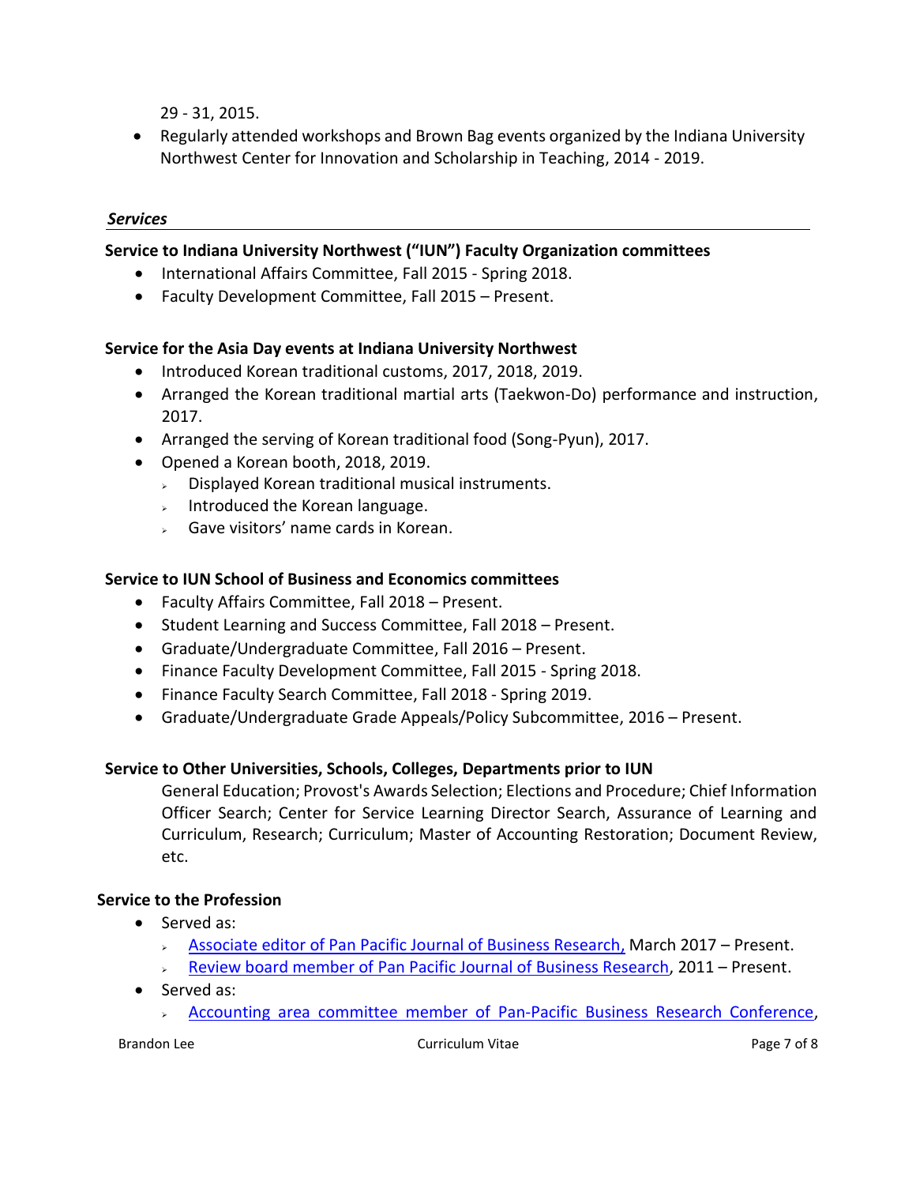29 - 31, 2015.

- Regularly attended workshops and Brown Bag events organized by the Indiana University Northwest Center for Innovation and Scholarship in Teaching, 2014 - 2019.

### *Services*

**Service to Indiana University Northwest ("IUN") Faculty Organization committees**

- International Affairs Committee, Fall 2015 - Spring 2018.
- Faculty Development Committee, Fall 2015 – Present.

**Service for the Asia Day events at Indiana University Northwest**

- Introduced Korean traditional customs, 2017, 2018, 2019.
- Arranged the Korean traditional martial arts (Taekwon-Do) performance and instruction, 2017.
- Arranged the serving of Korean traditional food (Song-Pyun), 2017.
- Opened a Korean booth, 2018, 2019.
  - Displayed Korean traditional musical instruments.
  - Introduced the Korean language.
  - Gave visitors' name cards in Korean.

**Service to IUN School of Business and Economics committees**

- Faculty Affairs Committee, Fall 2018 – Present.
- Student Learning and Success Committee, Fall 2018 – Present.
- Graduate/Undergraduate Committee, Fall 2016 – Present.
- Finance Faculty Development Committee, Fall 2015 - Spring 2018.
- Finance Faculty Search Committee, Fall 2018 - Spring 2019.
- Graduate/Undergraduate Grade Appeals/Policy Subcommittee, 2016 – Present.

**Service to Other Universities, Schools, Colleges, Departments prior to IUN**

General Education; Provost's Awards Selection; Elections and Procedure; Chief Information Officer Search; Center for Service Learning Director Search, Assurance of Learning and Curriculum, Research; Curriculum; Master of Accounting Restoration; Document Review, etc.

**Service to the Profession**

- Served as:
  - Associate editor of Pan Pacific Journal of Business Research, March 2017 – Present.
  - Review board member of Pan Pacific Journal of Business Research, 2011 – Present.
- Served as:
  - Accounting area committee member of Pan-Pacific Business Research Conference,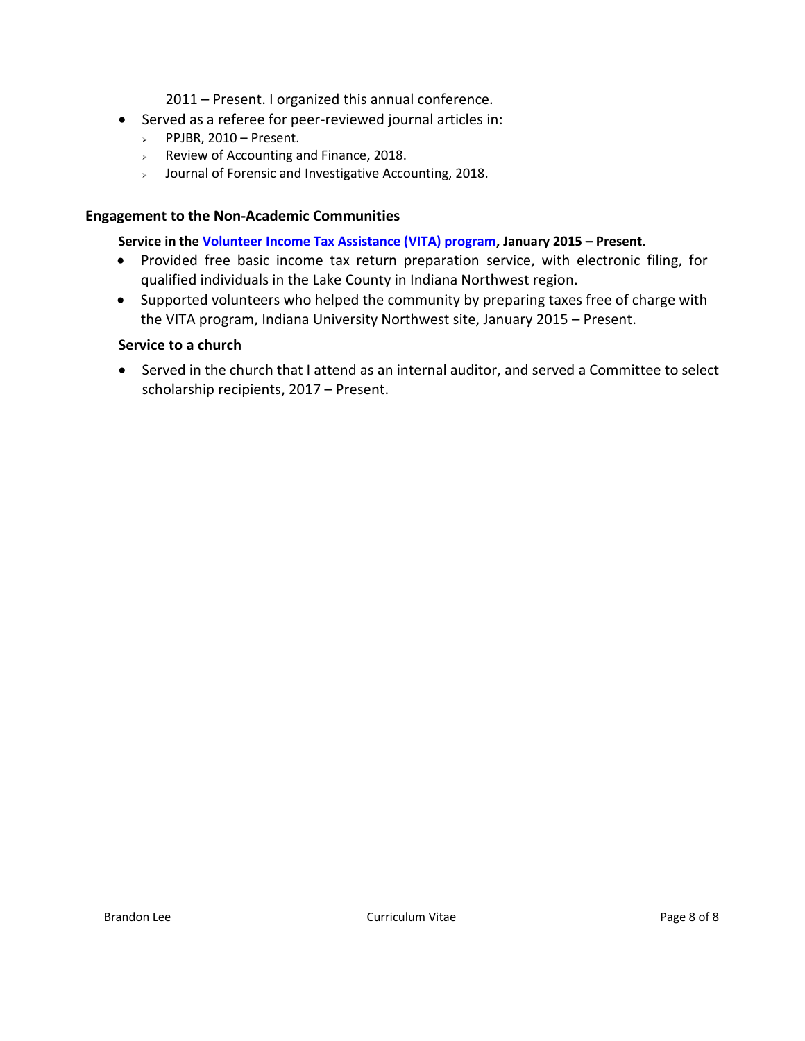2011 – Present. I organized this annual conference.

- Served as a referee for peer-reviewed journal articles in:
  - PPJBR, 2010 – Present.
  - Review of Accounting and Finance, 2018.
  - Journal of Forensic and Investigative Accounting, 2018.

### Engagement to the Non-Academic Communities

**Service in the Volunteer Income Tax Assistance (VITA) program, January 2015 – Present.**

- Provided free basic income tax return preparation service, with electronic filing, for qualified individuals in the Lake County in Indiana Northwest region.
- Supported volunteers who helped the community by preparing taxes free of charge with the VITA program, Indiana University Northwest site, January 2015 – Present.

**Service to a church**

- Served in the church that I attend as an internal auditor, and served a Committee to select scholarship recipients, 2017 – Present.